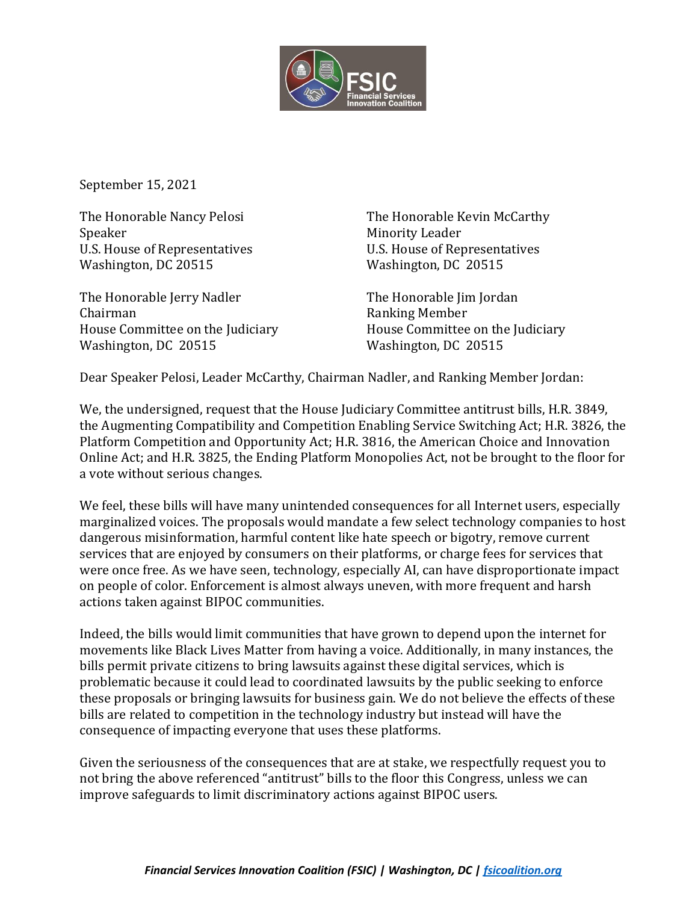September 15, 2021

The Honorable Nancy Pelosi
Speaker
U.S. House of Representatives
Washington, DC 20515

The Honorable Kevin McCarthy
Minority Leader
U.S. House of Representatives
Washington, DC 20515

The Honorable Jerry Nadler
Chairman
House Committee on the Judiciary
Washington, DC 20515

The Honorable Jim Jordan
Ranking Member
House Committee on the Judiciary
Washington, DC 20515

Dear Speaker Pelosi, Leader McCarthy, Chairman Nadler, and Ranking Member Jordan:

We, the undersigned, request that the House Judiciary Committee antitrust bills, H.R. 3849, the Augmenting Compatibility and Competition Enabling Service Switching Act; H.R. 3826, the Platform Competition and Opportunity Act; H.R. 3816, the American Choice and Innovation Online Act; and H.R. 3825, the Ending Platform Monopolies Act, not be brought to the floor for a vote without serious changes.

We feel, these bills will have many unintended consequences for all Internet users, especially marginalized voices. The proposals would mandate a few select technology companies to host dangerous misinformation, harmful content like hate speech or bigotry, remove current services that are enjoyed by consumers on their platforms, or charge fees for services that were once free. As we have seen, technology, especially AI, can have disproportionate impact on people of color. Enforcement is almost always uneven, with more frequent and harsh actions taken against BIPOC communities.

Indeed, the bills would limit communities that have grown to depend upon the internet for movements like Black Lives Matter from having a voice. Additionally, in many instances, the bills permit private citizens to bring lawsuits against these digital services, which is problematic because it could lead to coordinated lawsuits by the public seeking to enforce these proposals or bringing lawsuits for business gain. We do not believe the effects of these bills are related to competition in the technology industry but instead will have the consequence of impacting everyone that uses these platforms.

Given the seriousness of the consequences that are at stake, we respectfully request you to not bring the above referenced "antitrust" bills to the floor this Congress, unless we can improve safeguards to limit discriminatory actions against BIPOC users.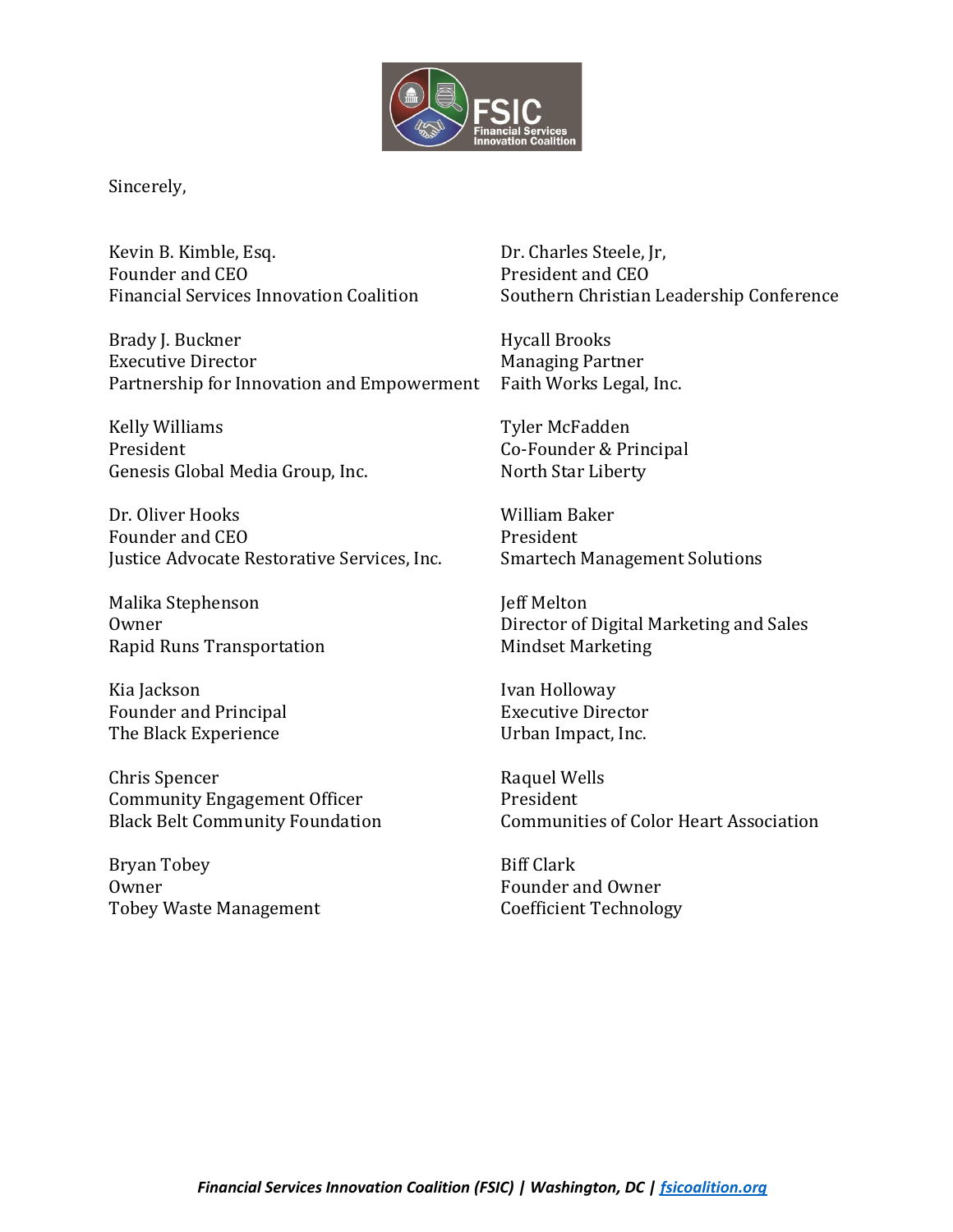Sincerely,

Kevin B. Kimble, Esq.
Founder and CEO
Financial Services Innovation Coalition

Dr. Charles Steele, Jr,
President and CEO
Southern Christian Leadership Conference

Brady J. Buckner
Executive Director
Partnership for Innovation and Empowerment

Hycall Brooks
Managing Partner
Faith Works Legal, Inc.

Kelly Williams
President
Genesis Global Media Group, Inc.

Tyler McFadden
Co-Founder & Principal
North Star Liberty

Dr. Oliver Hooks
Founder and CEO
Justice Advocate Restorative Services, Inc.

William Baker
President
Smartech Management Solutions

Malika Stephenson
Owner
Rapid Runs Transportation

Jeff Melton
Director of Digital Marketing and Sales
Mindset Marketing

Kia Jackson
Founder and Principal
The Black Experience

Ivan Holloway
Executive Director
Urban Impact, Inc.

Chris Spencer
Community Engagement Officer
Black Belt Community Foundation

Raquel Wells
President
Communities of Color Heart Association

Bryan Tobey
Owner
Tobey Waste Management

Biff Clark
Founder and Owner
Coefficient Technology